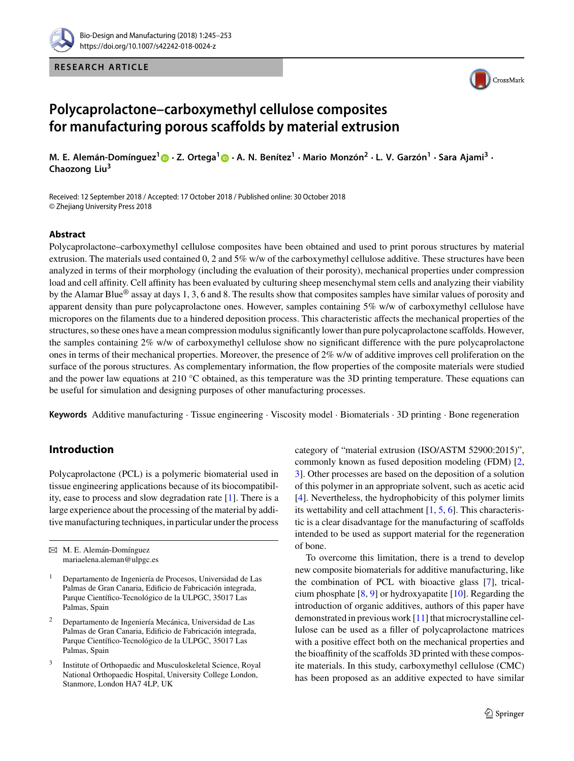RESEARCH ARTICLE

# Polycaprolactone–carboxymethyl cellulose composites for manufacturing porous scaffolds by material extrusion

**M. E. Alemán-Domínguez[1] · Z. Ortega[1] · A. N. Benítez[1] · Mario Monzón[2] · L. V. Garzón[1] · Sara Ajami[3] · Chaozong Liu[3]**

Received: 12 September 2018 / Accepted: 17 October 2018 / Published online: 30 October 2018
© Zhejiang University Press 2018

## Abstract

Polycaprolactone–carboxymethyl cellulose composites have been obtained and used to print porous structures by material extrusion. The materials used contained 0, 2 and 5% w/w of the carboxymethyl cellulose additive. These structures have been analyzed in terms of their morphology (including the evaluation of their porosity), mechanical properties under compression load and cell affinity. Cell affinity has been evaluated by culturing sheep mesenchymal stem cells and analyzing their viability by the Alamar Blue® assay at days 1, 3, 6 and 8. The results show that composites samples have similar values of porosity and apparent density than pure polycaprolactone ones. However, samples containing 5% w/w of carboxymethyl cellulose have micropores on the filaments due to a hindered deposition process. This characteristic affects the mechanical properties of the structures, so these ones have a mean compression modulus significantly lower than pure polycaprolactone scaffolds. However, the samples containing 2% w/w of carboxymethyl cellulose show no significant difference with the pure polycaprolactone ones in terms of their mechanical properties. Moreover, the presence of 2% w/w of additive improves cell proliferation on the surface of the porous structures. As complementary information, the flow properties of the composite materials were studied and the power law equations at 210 °C obtained, as this temperature was the 3D printing temperature. These equations can be useful for simulation and designing purposes of other manufacturing processes.

**Keywords** Additive manufacturing · Tissue engineering · Viscosity model · Biomaterials · 3D printing · Bone regeneration

## Introduction

Polycaprolactone (PCL) is a polymeric biomaterial used in tissue engineering applications because of its biocompatibility, ease to process and slow degradation rate [1]. There is a large experience about the processing of the material by additive manufacturing techniques, in particular under the process category of "material extrusion (ISO/ASTM 52900:2015)", commonly known as fused deposition modeling (FDM) [2, 3]. Other processes are based on the deposition of a solution of this polymer in an appropriate solvent, such as acetic acid [4]. Nevertheless, the hydrophobicity of this polymer limits its wettability and cell attachment [1, 5, 6]. This characteristic is a clear disadvantage for the manufacturing of scaffolds intended to be used as support material for the regeneration of bone.

To overcome this limitation, there is a trend to develop new composite biomaterials for additive manufacturing, like the combination of PCL with bioactive glass [7], tricalcium phosphate [8, 9] or hydroxyapatite [10]. Regarding the introduction of organic additives, authors of this paper have demonstrated in previous work [11] that microcrystalline cellulose can be used as a filler of polycaprolactone matrices with a positive effect both on the mechanical properties and the bioaffinity of the scaffolds 3D printed with these composite materials. In this study, carboxymethyl cellulose (CMC) has been proposed as an additive expected to have similar

---

✉ M. E. Alemán-Domínguez
mariaelena.aleman@ulpgc.es

[1] Departamento de Ingeniería de Procesos, Universidad de Las Palmas de Gran Canaria, Edificio de Fabricación integrada, Parque Científico-Tecnológico de la ULPGC, 35017 Las Palmas, Spain

[2] Departamento de Ingeniería Mecánica, Universidad de Las Palmas de Gran Canaria, Edificio de Fabricación integrada, Parque Científico-Tecnológico de la ULPGC, 35017 Las Palmas, Spain

[3] Institute of Orthopaedic and Musculoskeletal Science, Royal National Orthopaedic Hospital, University College London, Stanmore, London HA7 4LP, UK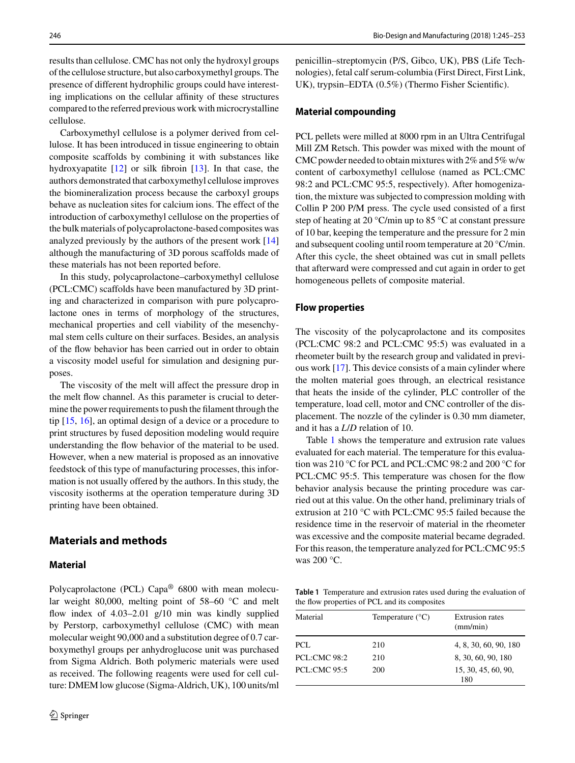results than cellulose. CMC has not only the hydroxyl groups of the cellulose structure, but also carboxymethyl groups. The presence of different hydrophilic groups could have interesting implications on the cellular affinity of these structures compared to the referred previous work with microcrystalline cellulose.

Carboxymethyl cellulose is a polymer derived from cellulose. It has been introduced in tissue engineering to obtain composite scaffolds by combining it with substances like hydroxyapatite [12] or silk fibroin [13]. In that case, the authors demonstrated that carboxymethyl cellulose improves the biomineralization process because the carboxyl groups behave as nucleation sites for calcium ions. The effect of the introduction of carboxymethyl cellulose on the properties of the bulk materials of polycaprolactone-based composites was analyzed previously by the authors of the present work [14] although the manufacturing of 3D porous scaffolds made of these materials has not been reported before.

In this study, polycaprolactone–carboxymethyl cellulose (PCL:CMC) scaffolds have been manufactured by 3D printing and characterized in comparison with pure polycaprolactone ones in terms of morphology of the structures, mechanical properties and cell viability of the mesenchymal stem cells culture on their surfaces. Besides, an analysis of the flow behavior has been carried out in order to obtain a viscosity model useful for simulation and designing purposes.

The viscosity of the melt will affect the pressure drop in the melt flow channel. As this parameter is crucial to determine the power requirements to push the filament through the tip [15, 16], an optimal design of a device or a procedure to print structures by fused deposition modeling would require understanding the flow behavior of the material to be used. However, when a new material is proposed as an innovative feedstock of this type of manufacturing processes, this information is not usually offered by the authors. In this study, the viscosity isotherms at the operation temperature during 3D printing have been obtained.

## Materials and methods

### Material

Polycaprolactone (PCL) Capa® 6800 with mean molecular weight 80,000, melting point of 58–60 °C and melt flow index of 4.03–2.01 g/10 min was kindly supplied by Perstorp, carboxymethyl cellulose (CMC) with mean molecular weight 90,000 and a substitution degree of 0.7 carboxymethyl groups per anhydroglucose unit was purchased from Sigma Aldrich. Both polymeric materials were used as received. The following reagents were used for cell culture: DMEM low glucose (Sigma-Aldrich, UK), 100 units/ml penicillin–streptomycin (P/S, Gibco, UK), PBS (Life Technologies), fetal calf serum-columbia (First Direct, First Link, UK), trypsin–EDTA (0.5%) (Thermo Fisher Scientific).

### Material compounding

PCL pellets were milled at 8000 rpm in an Ultra Centrifugal Mill ZM Retsch. This powder was mixed with the mount of CMC powder needed to obtain mixtures with 2% and 5% w/w content of carboxymethyl cellulose (named as PCL:CMC 98:2 and PCL:CMC 95:5, respectively). After homogenization, the mixture was subjected to compression molding with Collin P 200 P/M press. The cycle used consisted of a first step of heating at 20 °C/min up to 85 °C at constant pressure of 10 bar, keeping the temperature and the pressure for 2 min and subsequent cooling until room temperature at 20 °C/min. After this cycle, the sheet obtained was cut in small pellets that afterward were compressed and cut again in order to get homogeneous pellets of composite material.

### Flow properties

The viscosity of the polycaprolactone and its composites (PCL:CMC 98:2 and PCL:CMC 95:5) was evaluated in a rheometer built by the research group and validated in previous work [17]. This device consists of a main cylinder where the molten material goes through, an electrical resistance that heats the inside of the cylinder, PLC controller of the temperature, load cell, motor and CNC controller of the displacement. The nozzle of the cylinder is 0.30 mm diameter, and it has a *L*/*D* relation of 10.

Table 1 shows the temperature and extrusion rate values evaluated for each material. The temperature for this evaluation was 210 °C for PCL and PCL:CMC 98:2 and 200 °C for PCL:CMC 95:5. This temperature was chosen for the flow behavior analysis because the printing procedure was carried out at this value. On the other hand, preliminary trials of extrusion at 210 °C with PCL:CMC 95:5 failed because the residence time in the reservoir of material in the rheometer was excessive and the composite material became degraded. For this reason, the temperature analyzed for PCL:CMC 95:5 was 200 °C.

**Table 1** Temperature and extrusion rates used during the evaluation of the flow properties of PCL and its composites

| Material | Temperature (°C) | Extrusion rates (mm/min) |
|---|---|---|
| PCL | 210 | 4, 8, 30, 60, 90, 180 |
| PCL:CMC 98:2 | 210 | 8, 30, 60, 90, 180 |
| PCL:CMC 95:5 | 200 | 15, 30, 45, 60, 90, 180 |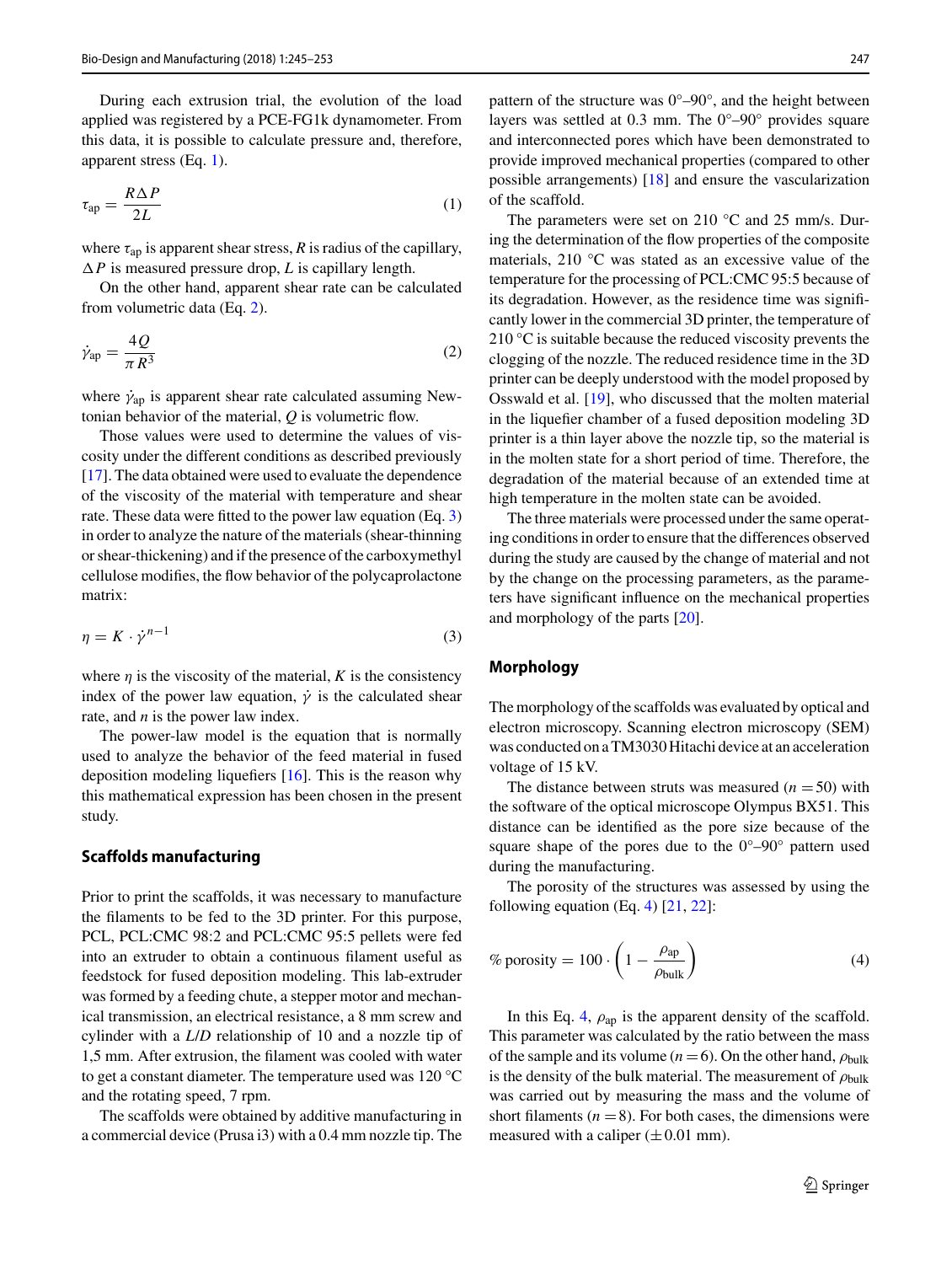During each extrusion trial, the evolution of the load applied was registered by a PCE-FG1k dynamometer. From this data, it is possible to calculate pressure and, therefore, apparent stress (Eq. 1).

$$\tau_{ap} = \frac{R\Delta P}{2L} \tag{1}$$

where $\tau_{ap}$ is apparent shear stress, $R$ is radius of the capillary, $\Delta P$ is measured pressure drop, $L$ is capillary length.

On the other hand, apparent shear rate can be calculated from volumetric data (Eq. 2).

$$\dot{\gamma}_{ap} = \frac{4Q}{\pi R^3} \tag{2}$$

where $\dot{\gamma}_{ap}$ is apparent shear rate calculated assuming Newtonian behavior of the material, $Q$ is volumetric flow.

Those values were used to determine the values of viscosity under the different conditions as described previously [17]. The data obtained were used to evaluate the dependence of the viscosity of the material with temperature and shear rate. These data were fitted to the power law equation (Eq. 3) in order to analyze the nature of the materials (shear-thinning or shear-thickening) and if the presence of the carboxymethyl cellulose modifies, the flow behavior of the polycaprolactone matrix:

$$\eta = K \cdot \dot{\gamma}^{n-1} \tag{3}$$

where $\eta$ is the viscosity of the material, $K$ is the consistency index of the power law equation, $\dot{\gamma}$ is the calculated shear rate, and $n$ is the power law index.

The power-law model is the equation that is normally used to analyze the behavior of the feed material in fused deposition modeling liquefiers [16]. This is the reason why this mathematical expression has been chosen in the present study.

### Scaffolds manufacturing

Prior to print the scaffolds, it was necessary to manufacture the filaments to be fed to the 3D printer. For this purpose, PCL, PCL:CMC 98:2 and PCL:CMC 95:5 pellets were fed into an extruder to obtain a continuous filament useful as feedstock for fused deposition modeling. This lab-extruder was formed by a feeding chute, a stepper motor and mechanical transmission, an electrical resistance, a 8 mm screw and cylinder with a *L/D* relationship of 10 and a nozzle tip of 1,5 mm. After extrusion, the filament was cooled with water to get a constant diameter. The temperature used was 120 °C and the rotating speed, 7 rpm.

The scaffolds were obtained by additive manufacturing in a commercial device (Prusa i3) with a 0.4 mm nozzle tip. The pattern of the structure was 0°–90°, and the height between layers was settled at 0.3 mm. The 0°–90° provides square and interconnected pores which have been demonstrated to provide improved mechanical properties (compared to other possible arrangements) [18] and ensure the vascularization of the scaffold.

The parameters were set on 210 °C and 25 mm/s. During the determination of the flow properties of the composite materials, 210 °C was stated as an excessive value of the temperature for the processing of PCL:CMC 95:5 because of its degradation. However, as the residence time was significantly lower in the commercial 3D printer, the temperature of 210 °C is suitable because the reduced viscosity prevents the clogging of the nozzle. The reduced residence time in the 3D printer can be deeply understood with the model proposed by Osswald et al. [19], who discussed that the molten material in the liquefier chamber of a fused deposition modeling 3D printer is a thin layer above the nozzle tip, so the material is in the molten state for a short period of time. Therefore, the degradation of the material because of an extended time at high temperature in the molten state can be avoided.

The three materials were processed under the same operating conditions in order to ensure that the differences observed during the study are caused by the change of material and not by the change on the processing parameters, as the parameters have significant influence on the mechanical properties and morphology of the parts [20].

### Morphology

The morphology of the scaffolds was evaluated by optical and electron microscopy. Scanning electron microscopy (SEM) was conducted on a TM3030 Hitachi device at an acceleration voltage of 15 kV.

The distance between struts was measured ($n = 50$) with the software of the optical microscope Olympus BX51. This distance can be identified as the pore size because of the square shape of the pores due to the 0°–90° pattern used during the manufacturing.

The porosity of the structures was assessed by using the following equation (Eq. 4) [21, 22]:

$$\%\ \text{porosity} = 100 \cdot \left(1 - \frac{\rho_{ap}}{\rho_{bulk}}\right) \tag{4}$$

In this Eq. 4, $\rho_{ap}$ is the apparent density of the scaffold. This parameter was calculated by the ratio between the mass of the sample and its volume ($n = 6$). On the other hand, $\rho_{bulk}$ is the density of the bulk material. The measurement of $\rho_{bulk}$ was carried out by measuring the mass and the volume of short filaments ($n = 8$). For both cases, the dimensions were measured with a caliper (±0.01 mm).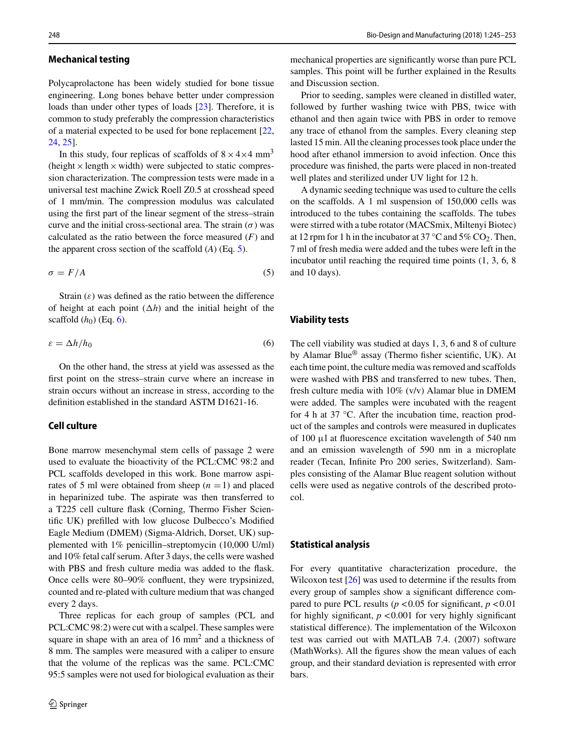## Mechanical testing

Polycaprolactone has been widely studied for bone tissue engineering. Long bones behave better under compression loads than under other types of loads [23]. Therefore, it is common to study preferably the compression characteristics of a material expected to be used for bone replacement [22, 24, 25].

In this study, four replicas of scaffolds of $8 \times 4 \times 4$ mm$^3$ (height × length × width) were subjected to static compression characterization. The compression tests were made in a universal test machine Zwick Roell Z0.5 at crosshead speed of 1 mm/min. The compression modulus was calculated using the first part of the linear segment of the stress–strain curve and the initial cross-sectional area. The strain ($\sigma$) was calculated as the ratio between the force measured ($F$) and the apparent cross section of the scaffold ($A$) (Eq. 5).

$$\sigma = F/A \tag{5}$$

Strain ($\varepsilon$) was defined as the ratio between the difference of height at each point ($\Delta h$) and the initial height of the scaffold ($h_0$) (Eq. 6).

$$\varepsilon = \Delta h/h_0 \tag{6}$$

On the other hand, the stress at yield was assessed as the first point on the stress–strain curve where an increase in strain occurs without an increase in stress, according to the definition established in the standard ASTM D1621-16.

## Cell culture

Bone marrow mesenchymal stem cells of passage 2 were used to evaluate the bioactivity of the PCL:CMC 98:2 and PCL scaffolds developed in this work. Bone marrow aspirates of 5 ml were obtained from sheep ($n = 1$) and placed in heparinized tube. The aspirate was then transferred to a T225 cell culture flask (Corning, Thermo Fisher Scientific UK) prefilled with low glucose Dulbecco's Modified Eagle Medium (DMEM) (Sigma-Aldrich, Dorset, UK) supplemented with 1% penicillin–streptomycin (10,000 U/ml) and 10% fetal calf serum. After 3 days, the cells were washed with PBS and fresh culture media was added to the flask. Once cells were 80–90% confluent, they were trypsinized, counted and re-plated with culture medium that was changed every 2 days.

Three replicas for each group of samples (PCL and PCL:CMC 98:2) were cut with a scalpel. These samples were square in shape with an area of 16 mm$^2$ and a thickness of 8 mm. The samples were measured with a caliper to ensure that the volume of the replicas was the same. PCL:CMC 95:5 samples were not used for biological evaluation as their mechanical properties are significantly worse than pure PCL samples. This point will be further explained in the Results and Discussion section.

Prior to seeding, samples were cleaned in distilled water, followed by further washing twice with PBS, twice with ethanol and then again twice with PBS in order to remove any trace of ethanol from the samples. Every cleaning step lasted 15 min. All the cleaning processes took place under the hood after ethanol immersion to avoid infection. Once this procedure was finished, the parts were placed in non-treated well plates and sterilized under UV light for 12 h.

A dynamic seeding technique was used to culture the cells on the scaffolds. A 1 ml suspension of 150,000 cells was introduced to the tubes containing the scaffolds. The tubes were stirred with a tube rotator (MACSmix, Miltenyi Biotec) at 12 rpm for 1 h in the incubator at 37 °C and 5% $CO_2$. Then, 7 ml of fresh media were added and the tubes were left in the incubator until reaching the required time points (1, 3, 6, 8 and 10 days).

## Viability tests

The cell viability was studied at days 1, 3, 6 and 8 of culture by Alamar Blue® assay (Thermo fisher scientific, UK). At each time point, the culture media was removed and scaffolds were washed with PBS and transferred to new tubes. Then, fresh culture media with 10% (v/v) Alamar blue in DMEM were added. The samples were incubated with the reagent for 4 h at 37 °C. After the incubation time, reaction product of the samples and controls were measured in duplicates of 100 µl at fluorescence excitation wavelength of 540 nm and an emission wavelength of 590 nm in a microplate reader (Tecan, Infinite Pro 200 series, Switzerland). Samples consisting of the Alamar Blue reagent solution without cells were used as negative controls of the described protocol.

## Statistical analysis

For every quantitative characterization procedure, the Wilcoxon test [26] was used to determine if the results from every group of samples show a significant difference compared to pure PCL results ($p < 0.05$ for significant, $p < 0.01$ for highly significant, $p < 0.001$ for very highly significant statistical difference). The implementation of the Wilcoxon test was carried out with MATLAB 7.4. (2007) software (MathWorks). All the figures show the mean values of each group, and their standard deviation is represented with error bars.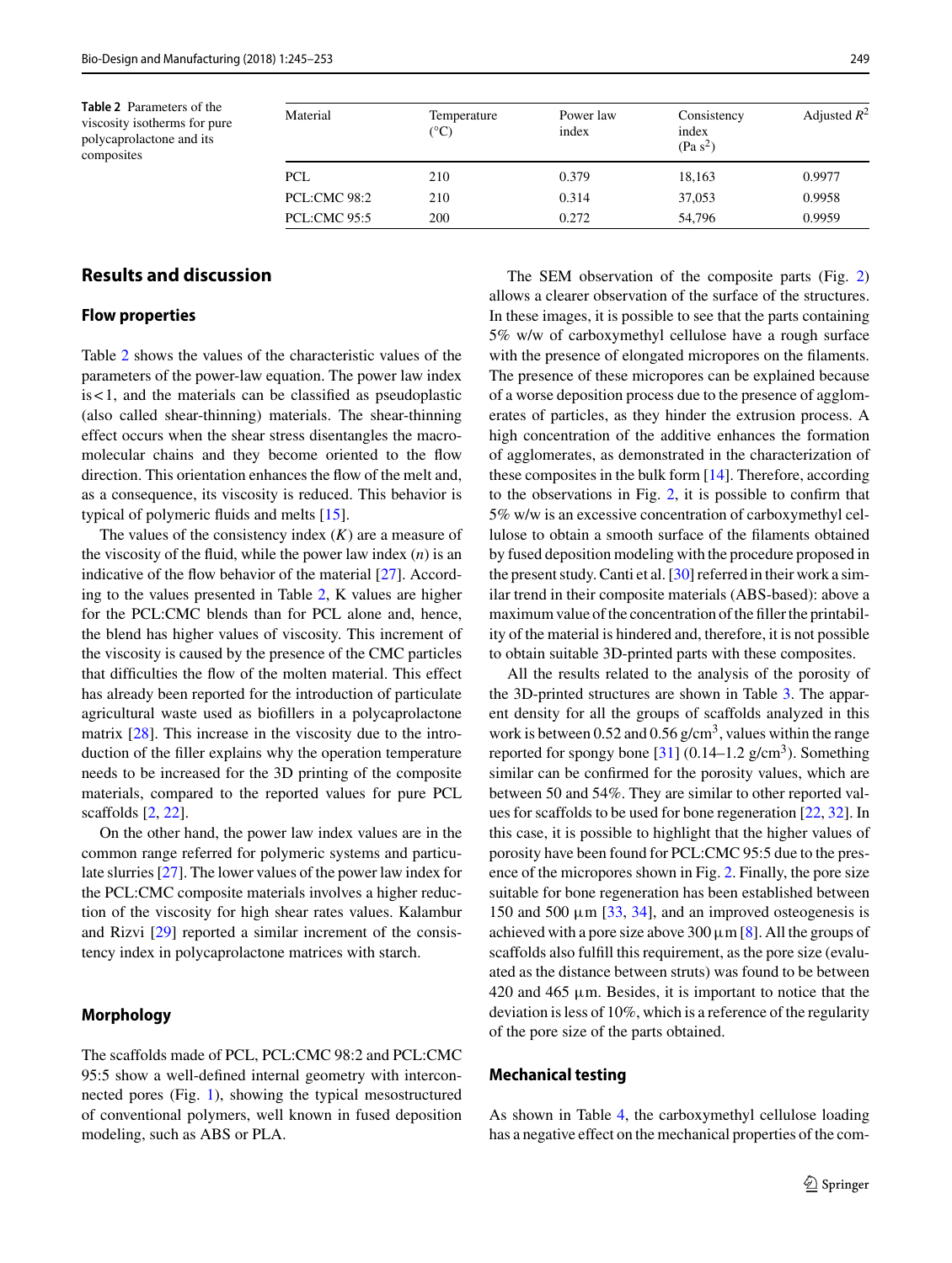**Table 2** Parameters of the viscosity isotherms for pure polycaprolactone and its composites

| Material | Temperature (°C) | Power law index | Consistency index (Pa $s^2$) | Adjusted $R^2$ |
|---|---|---|---|---|
| PCL | 210 | 0.379 | 18,163 | 0.9977 |
| PCL:CMC 98:2 | 210 | 0.314 | 37,053 | 0.9958 |
| PCL:CMC 95:5 | 200 | 0.272 | 54,796 | 0.9959 |

## Results and discussion

### Flow properties

Table 2 shows the values of the characteristic values of the parameters of the power-law equation. The power law index is < 1, and the materials can be classified as pseudoplastic (also called shear-thinning) materials. The shear-thinning effect occurs when the shear stress disentangles the macromolecular chains and they become oriented to the flow direction. This orientation enhances the flow of the melt and, as a consequence, its viscosity is reduced. This behavior is typical of polymeric fluids and melts [15].

The values of the consistency index ($K$) are a measure of the viscosity of the fluid, while the power law index ($n$) is an indicative of the flow behavior of the material [27]. According to the values presented in Table 2, K values are higher for the PCL:CMC blends than for PCL alone and, hence, the blend has higher values of viscosity. This increment of the viscosity is caused by the presence of the CMC particles that difficulties the flow of the molten material. This effect has already been reported for the introduction of particulate agricultural waste used as biofillers in a polycaprolactone matrix [28]. This increase in the viscosity due to the introduction of the filler explains why the operation temperature needs to be increased for the 3D printing of the composite materials, compared to the reported values for pure PCL scaffolds [2, 22].

On the other hand, the power law index values are in the common range referred for polymeric systems and particulate slurries [27]. The lower values of the power law index for the PCL:CMC composite materials involves a higher reduction of the viscosity for high shear rates values. Kalambur and Rizvi [29] reported a similar increment of the consistency index in polycaprolactone matrices with starch.

### Morphology

The scaffolds made of PCL, PCL:CMC 98:2 and PCL:CMC 95:5 show a well-defined internal geometry with interconnected pores (Fig. 1), showing the typical mesostructured of conventional polymers, well known in fused deposition modeling, such as ABS or PLA.

The SEM observation of the composite parts (Fig. 2) allows a clearer observation of the surface of the structures. In these images, it is possible to see that the parts containing 5% w/w of carboxymethyl cellulose have a rough surface with the presence of elongated micropores on the filaments. The presence of these micropores can be explained because of a worse deposition process due to the presence of agglomerates of particles, as they hinder the extrusion process. A high concentration of the additive enhances the formation of agglomerates, as demonstrated in the characterization of these composites in the bulk form [14]. Therefore, according to the observations in Fig. 2, it is possible to confirm that 5% w/w is an excessive concentration of carboxymethyl cellulose to obtain a smooth surface of the filaments obtained by fused deposition modeling with the procedure proposed in the present study. Canti et al. [30] referred in their work a similar trend in their composite materials (ABS-based): above a maximum value of the concentration of the filler the printability of the material is hindered and, therefore, it is not possible to obtain suitable 3D-printed parts with these composites.

All the results related to the analysis of the porosity of the 3D-printed structures are shown in Table 3. The apparent density for all the groups of scaffolds analyzed in this work is between 0.52 and 0.56 g/cm$^3$, values within the range reported for spongy bone [31] (0.14–1.2 g/cm$^3$). Something similar can be confirmed for the porosity values, which are between 50 and 54%. They are similar to other reported values for scaffolds to be used for bone regeneration [22, 32]. In this case, it is possible to highlight that the higher values of porosity have been found for PCL:CMC 95:5 due to the presence of the micropores shown in Fig. 2. Finally, the pore size suitable for bone regeneration has been established between 150 and 500 µm [33, 34], and an improved osteogenesis is achieved with a pore size above 300 µm [8]. All the groups of scaffolds also fulfill this requirement, as the pore size (evaluated as the distance between struts) was found to be between 420 and 465 µm. Besides, it is important to notice that the deviation is less of 10%, which is a reference of the regularity of the pore size of the parts obtained.

### Mechanical testing

As shown in Table 4, the carboxymethyl cellulose loading has a negative effect on the mechanical properties of the com-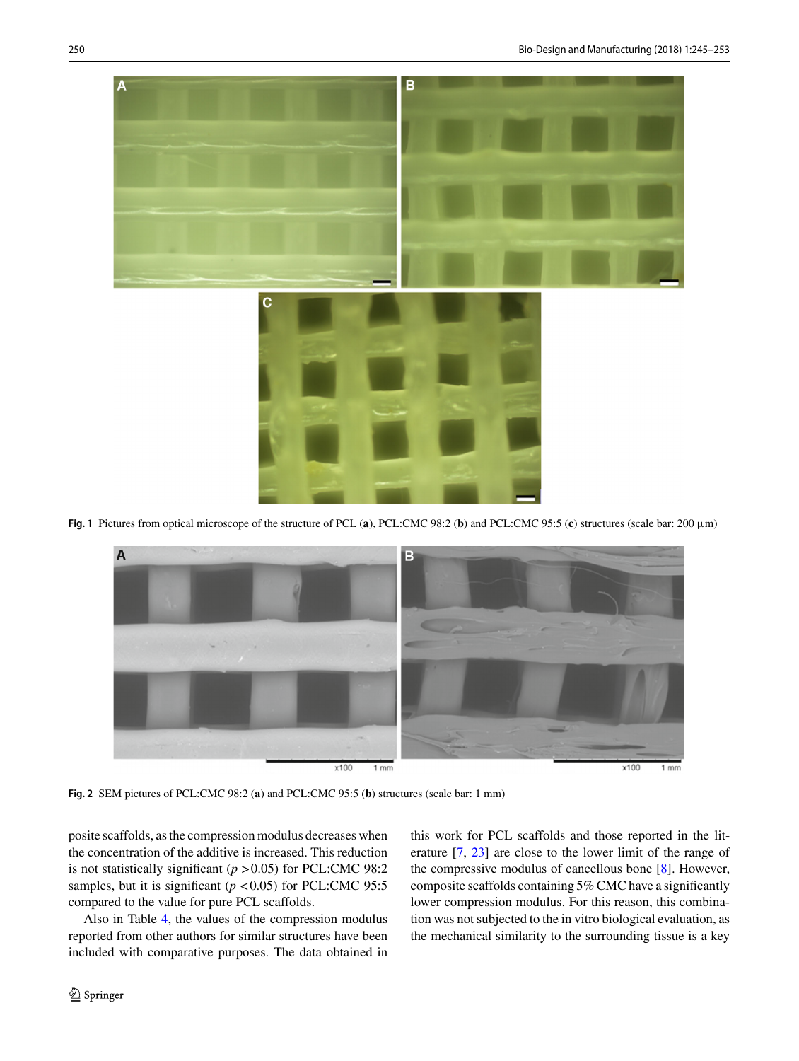**Fig. 1** Pictures from optical microscope of the structure of PCL (**a**), PCL:CMC 98:2 (**b**) and PCL:CMC 95:5 (**c**) structures (scale bar: 200 µm)

**Fig. 2** SEM pictures of PCL:CMC 98:2 (**a**) and PCL:CMC 95:5 (**b**) structures (scale bar: 1 mm)

posite scaffolds, as the compression modulus decreases when the concentration of the additive is increased. This reduction is not statistically significant ($p > 0.05$) for PCL:CMC 98:2 samples, but it is significant ($p < 0.05$) for PCL:CMC 95:5 compared to the value for pure PCL scaffolds.

Also in Table 4, the values of the compression modulus reported from other authors for similar structures have been included with comparative purposes. The data obtained in this work for PCL scaffolds and those reported in the literature [7, 23] are close to the lower limit of the range of the compressive modulus of cancellous bone [8]. However, composite scaffolds containing 5% CMC have a significantly lower compression modulus. For this reason, this combination was not subjected to the in vitro biological evaluation, as the mechanical similarity to the surrounding tissue is a key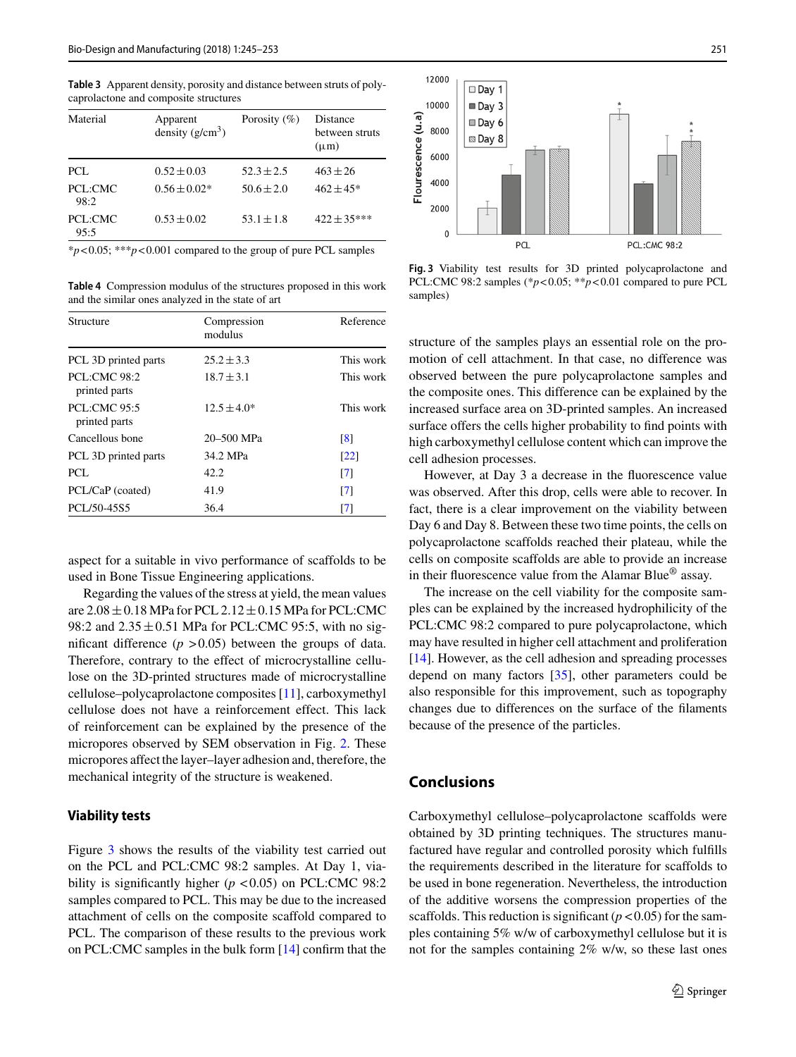**Table 3** Apparent density, porosity and distance between struts of polycaprolactone and composite structures

| Material | Apparent density (g/cm$^3$) | Porosity (%) | Distance between struts (μm) |
|---|---|---|---|
| PCL | $0.52 \pm 0.03$ | $52.3 \pm 2.5$ | $463 \pm 26$ |
| PCL:CMC 98:2 | $0.56 \pm 0.02$* | $50.6 \pm 2.0$ | $462 \pm 45$* |
| PCL:CMC 95:5 | $0.53 \pm 0.02$ | $53.1 \pm 1.8$ | $422 \pm 35$*** |

*$p < 0.05$; ***$p < 0.001$ compared to the group of pure PCL samples

**Table 4** Compression modulus of the structures proposed in this work and the similar ones analyzed in the state of art

| Structure | Compression modulus | Reference |
|---|---|---|
| PCL 3D printed parts | $25.2 \pm 3.3$ | This work |
| PCL:CMC 98:2 printed parts | $18.7 \pm 3.1$ | This work |
| PCL:CMC 95:5 printed parts | $12.5 \pm 4.0$* | This work |
| Cancellous bone | 20–500 MPa | [8] |
| PCL 3D printed parts | 34.2 MPa | [22] |
| PCL | 42.2 | [7] |
| PCL/CaP (coated) | 41.9 | [7] |
| PCL/50-45S5 | 36.4 | [7] |

aspect for a suitable in vivo performance of scaffolds to be used in Bone Tissue Engineering applications.

Regarding the values of the stress at yield, the mean values are $2.08 \pm 0.18$ MPa for PCL $2.12 \pm 0.15$ MPa for PCL:CMC 98:2 and $2.35 \pm 0.51$ MPa for PCL:CMC 95:5, with no significant difference ($p > 0.05$) between the groups of data. Therefore, contrary to the effect of microcrystalline cellulose on the 3D-printed structures made of microcrystalline cellulose–polycaprolactone composites [11], carboxymethyl cellulose does not have a reinforcement effect. This lack of reinforcement can be explained by the presence of the micropores observed by SEM observation in Fig. 2. These micropores affect the layer–layer adhesion and, therefore, the mechanical integrity of the structure is weakened.

### Viability tests

Figure 3 shows the results of the viability test carried out on the PCL and PCL:CMC 98:2 samples. At Day 1, viability is significantly higher ($p < 0.05$) on PCL:CMC 98:2 samples compared to PCL. This may be due to the increased attachment of cells on the composite scaffold compared to PCL. The comparison of these results to the previous work on PCL:CMC samples in the bulk form [14] confirm that the structure of the samples plays an essential role on the promotion of cell attachment. In that case, no difference was observed between the pure polycaprolactone samples and the composite ones. This difference can be explained by the increased surface area on 3D-printed samples. An increased surface offers the cells higher probability to find points with high carboxymethyl cellulose content which can improve the cell adhesion processes.

**Fig. 3** Viability test results for 3D printed polycaprolactone and PCL:CMC 98:2 samples (*$p < 0.05$; **$p < 0.01$ compared to pure PCL samples)

However, at Day 3 a decrease in the fluorescence value was observed. After this drop, cells were able to recover. In fact, there is a clear improvement on the viability between Day 6 and Day 8. Between these two time points, the cells on polycaprolactone scaffolds reached their plateau, while the cells on composite scaffolds are able to provide an increase in their fluorescence value from the Alamar Blue® assay.

The increase on the cell viability for the composite samples can be explained by the increased hydrophilicity of the PCL:CMC 98:2 compared to pure polycaprolactone, which may have resulted in higher cell attachment and proliferation [14]. However, as the cell adhesion and spreading processes depend on many factors [35], other parameters could be also responsible for this improvement, such as topography changes due to differences on the surface of the filaments because of the presence of the particles.

## Conclusions

Carboxymethyl cellulose–polycaprolactone scaffolds were obtained by 3D printing techniques. The structures manufactured have regular and controlled porosity which fulfills the requirements described in the literature for scaffolds to be used in bone regeneration. Nevertheless, the introduction of the additive worsens the compression properties of the scaffolds. This reduction is significant ($p < 0.05$) for the samples containing 5% w/w of carboxymethyl cellulose but it is not for the samples containing 2% w/w, so these last ones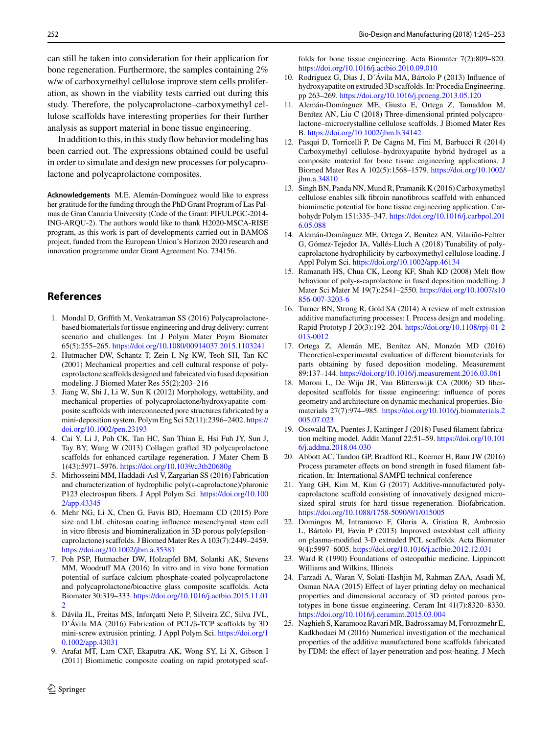can still be taken into consideration for their application for bone regeneration. Furthermore, the samples containing 2% w/w of carboxymethyl cellulose improve stem cells proliferation, as shown in the viability tests carried out during this study. Therefore, the polycaprolactone–carboxymethyl cellulose scaffolds have interesting properties for their further analysis as support material in bone tissue engineering.

In addition to this, in this study flow behavior modeling has been carried out. The expressions obtained could be useful in order to simulate and design new processes for polycaprolactone and polycaprolactone composites.

**Acknowledgements** M.E. Alemán-Domínguez would like to express her gratitude for the funding through the PhD Grant Program of Las Palmas de Gran Canaria University (Code of the Grant: PIFULPGC-2014-ING-ARQU-2). The authors would like to thank H2020-MSCA-RISE program, as this work is part of developments carried out in BAMOS project, funded from the European Union's Horizon 2020 research and innovation programme under Grant Agreement No. 734156.

## References

1. Mondal D, Griffith M, Venkatraman SS (2016) Polycaprolactone-based biomaterials for tissue engineering and drug delivery: current scenario and challenges. Int J Polym Mater Poym Biomater 65(5):255–265. https://doi.org/10.1080/00914037.2015.1103241
2. Hutmacher DW, Schantz T, Zein I, Ng KW, Teoh SH, Tan KC (2001) Mechanical properties and cell cultural response of polycaprolactone scaffolds designed and fabricated via fused deposition modeling. J Biomed Mater Res 55(2):203–216
3. Jiang W, Shi J, Li W, Sun K (2012) Morphology, wettability, and mechanical properties of polycaprolactone/hydroxyapatite composite scaffolds with interconnected pore structures fabricated by a mini-deposition system. Polym Eng Sci 52(11):2396–2402. https://doi.org/10.1002/pen.23193
4. Cai Y, Li J, Poh CK, Tan HC, San Thian E, Hsi Fuh JY, Sun J, Tay BY, Wang W (2013) Collagen grafted 3D polycaprolactone scaffolds for enhanced cartilage regeneration. J Mater Chem B 1(43):5971–5976. https://doi.org/10.1039/c3tb20680g
5. Mirhosseini MM, Haddadi-Asl V, Zargarian SS (2016) Fabrication and characterization of hydrophilic poly(ε-caprolactone)/pluronic P123 electrospun fibers. J Appl Polym Sci. https://doi.org/10.1002/app.43345
6. Mehr NG, Li X, Chen G, Favis BD, Hoemann CD (2015) Pore size and LbL chitosan coating influence mesenchymal stem cell in vitro fibrosis and biomineralization in 3D porous poly(epsilon-caprolactone) scaffolds. J Biomed Mater Res A 103(7):2449–2459. https://doi.org/10.1002/jbm.a.35381
7. Poh PSP, Hutmacher DW, Holzapfel BM, Solanki AK, Stevens MM, Woodruff MA (2016) In vitro and in vivo bone formation potential of surface calcium phosphate-coated polycaprolactone and polycaprolactone/bioactive glass composite scaffolds. Acta Biomater 30:319–333. https://doi.org/10.1016/j.actbio.2015.11.012
8. Dávila JL, Freitas MS, Inforçatti Neto P, Silveira ZC, Silva JVL, D'Ávila MA (2016) Fabrication of PCL/β-TCP scaffolds by 3D mini-screw extrusion printing. J Appl Polym Sci. https://doi.org/10.1002/app.43031
9. Arafat MT, Lam CXF, Ekaputra AK, Wong SY, Li X, Gibson I (2011) Biomimetic composite coating on rapid prototyped scaffolds for bone tissue engineering. Acta Biomater 7(2):809–820. https://doi.org/10.1016/j.actbio.2010.09.010
10. Rodriguez G, Dias J, D'Ávila MA, Bártolo P (2013) Influence of hydroxyapatite on extruded 3D scaffolds. In: Procedia Engineering. pp 263–269. https://doi.org/10.1016/j.proeng.2013.05.120
11. Alemán-Domínguez ME, Giusto E, Ortega Z, Tamaddon M, Benítez AN, Liu C (2018) Three-dimensional printed polycaprolactone–microcrystalline cellulose scaffolds. J Biomed Mater Res B. https://doi.org/10.1002/jbm.b.34142
12. Pasqui D, Torricelli P, De Cagna M, Fini M, Barbucci R (2014) Carboxymethyl cellulose–hydroxyapatite hybrid hydrogel as a composite material for bone tissue engineering applications. J Biomed Mater Res A 102(5):1568–1579. https://doi.org/10.1002/jbm.a.34810
13. Singh BN, Panda NN, Mund R, Pramanik K (2016) Carboxymethyl cellulose enables silk fibroin nanofibrous scaffold with enhanced biomimetic potential for bone tissue engineering application. Carbohydr Polym 151:335–347. https://doi.org/10.1016/j.carbpol.2016.05.088
14. Alemán-Domínguez ME, Ortega Z, Benítez AN, Vilariño-Feltrer G, Gómez-Tejedor JA, Vallés-Lluch A (2018) Tunability of polycaprolactone hydrophilicity by carboxymethyl cellulose loading. J Appl Polym Sci. https://doi.org/10.1002/app.46134
15. Ramanath HS, Chua CK, Leong KF, Shah KD (2008) Melt flow behaviour of poly-ε-caprolactone in fused deposition modelling. J Mater Sci Mater M 19(7):2541–2550. https://doi.org/10.1007/s10856-007-3203-6
16. Turner BN, Strong R, Gold SA (2014) A review of melt extrusion additive manufacturing processes: I. Process design and modeling. Rapid Prototyp J 20(3):192–204. https://doi.org/10.1108/rpj-01-2013-0012
17. Ortega Z, Alemán ME, Benítez AN, Monzón MD (2016) Theoretical-experimental evaluation of different biomaterials for parts obtaining by fused deposition modeling. Measurement 89:137–144. https://doi.org/10.1016/j.measurement.2016.03.061
18. Moroni L, De Wijn JR, Van Blitterswijk CA (2006) 3D fiber-deposited scaffolds for tissue engineering: influence of pores geometry and architecture on dynamic mechanical properties. Biomaterials 27(7):974–985. https://doi.org/10.1016/j.biomaterials.2005.07.023
19. Osswald TA, Puentes J, Kattinger J (2018) Fused filament fabrication melting model. Addit Manuf 22:51–59. https://doi.org/10.1016/j.addma.2018.04.030
20. Abbott AC, Tandon GP, Bradford RL, Koerner H, Baur JW (2016) Process parameter effects on bond strength in fused filament fabrication. In: International SAMPE technical conference
21. Yang GH, Kim M, Kim G (2017) Additive-manufactured polycaprolactone scaffold consisting of innovatively designed microsized spiral struts for hard tissue regeneration. Biofabrication. https://doi.org/10.1088/1758-5090/9/1/015005
22. Domingos M, Intranuovo F, Gloria A, Gristina R, Ambrosio L, Bártolo PJ, Favia P (2013) Improved osteoblast cell affinity on plasma-modified 3-D extruded PCL scaffolds. Acta Biomater 9(4):5997–6005. https://doi.org/10.1016/j.actbio.2012.12.031
23. Ward R (1990) Foundations of osteopathic medicine. Lippincott Williams and Wilkins, Illinois
24. Farzadi A, Waran V, Solati-Hashjin M, Rahman ZAA, Asadi M, Osman NAA (2015) Effect of layer printing delay on mechanical properties and dimensional accuracy of 3D printed porous prototypes in bone tissue engineering. Ceram Int 41(7):8320–8330. https://doi.org/10.1016/j.ceramint.2015.03.004
25. Naghieh S, Karamooz Ravari MR, Badrossamay M, Foroozmehr E, Kadkhodaei M (2016) Numerical investigation of the mechanical properties of the additive manufactured bone scaffolds fabricated by FDM: the effect of layer penetration and post-heating. J Mech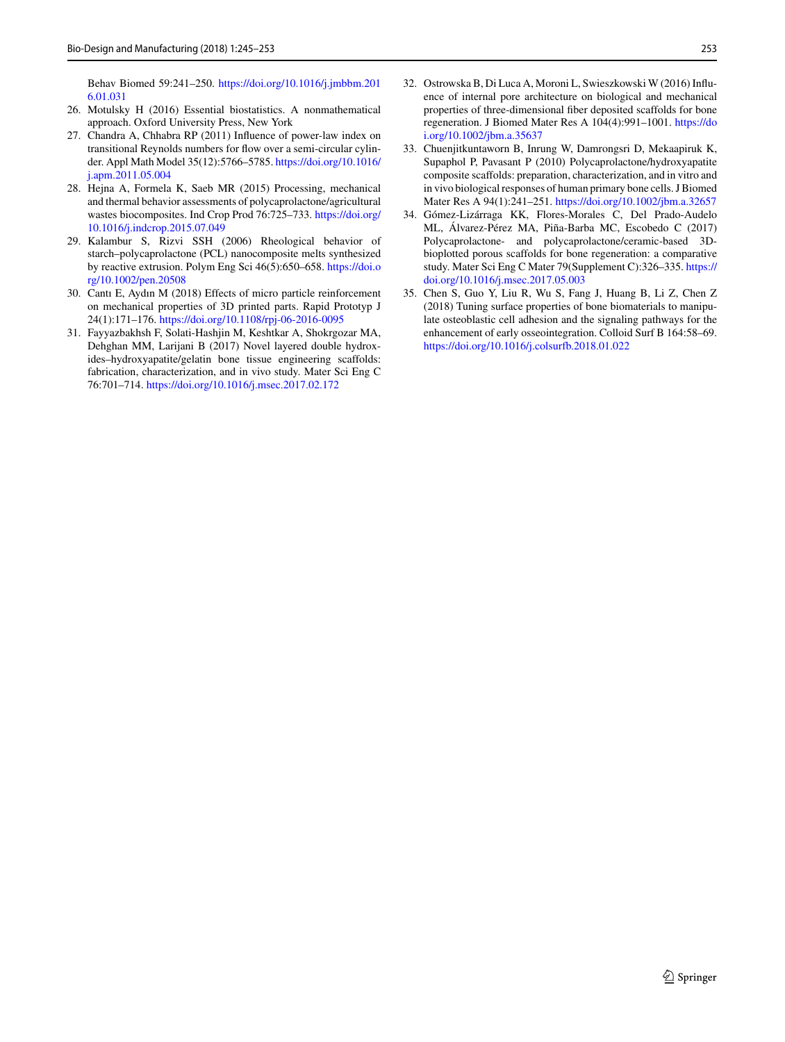Behav Biomed 59:241–250. https://doi.org/10.1016/j.jmbbm.2016.01.031

26. Motulsky H (2016) Essential biostatistics. A nonmathematical approach. Oxford University Press, New York
27. Chandra A, Chhabra RP (2011) Influence of power-law index on transitional Reynolds numbers for flow over a semi-circular cylinder. Appl Math Model 35(12):5766–5785. https://doi.org/10.1016/j.apm.2011.05.004
28. Hejna A, Formela K, Saeb MR (2015) Processing, mechanical and thermal behavior assessments of polycaprolactone/agricultural wastes biocomposites. Ind Crop Prod 76:725–733. https://doi.org/10.1016/j.indcrop.2015.07.049
29. Kalambur S, Rizvi SSH (2006) Rheological behavior of starch–polycaprolactone (PCL) nanocomposite melts synthesized by reactive extrusion. Polym Eng Sci 46(5):650–658. https://doi.org/10.1002/pen.20508
30. Cantı E, Aydın M (2018) Effects of micro particle reinforcement on mechanical properties of 3D printed parts. Rapid Prototyp J 24(1):171–176. https://doi.org/10.1108/rpj-06-2016-0095
31. Fayyazbakhsh F, Solati-Hashjin M, Keshtkar A, Shokrgozar MA, Dehghan MM, Larijani B (2017) Novel layered double hydroxides–hydroxyapatite/gelatin bone tissue engineering scaffolds: fabrication, characterization, and in vivo study. Mater Sci Eng C 76:701–714. https://doi.org/10.1016/j.msec.2017.02.172
32. Ostrowska B, Di Luca A, Moroni L, Swieszkowski W (2016) Influence of internal pore architecture on biological and mechanical properties of three-dimensional fiber deposited scaffolds for bone regeneration. J Biomed Mater Res A 104(4):991–1001. https://doi.org/10.1002/jbm.a.35637
33. Chuenjitkuntaworn B, Inrung W, Damrongsri D, Mekaapiruk K, Supaphol P, Pavasant P (2010) Polycaprolactone/hydroxyapatite composite scaffolds: preparation, characterization, and in vitro and in vivo biological responses of human primary bone cells. J Biomed Mater Res A 94(1):241–251. https://doi.org/10.1002/jbm.a.32657
34. Gómez-Lizárraga KK, Flores-Morales C, Del Prado-Audelo ML, Álvarez-Pérez MA, Piña-Barba MC, Escobedo C (2017) Polycaprolactone- and polycaprolactone/ceramic-based 3D-bioplotted porous scaffolds for bone regeneration: a comparative study. Mater Sci Eng C Mater 79(Supplement C):326–335. https://doi.org/10.1016/j.msec.2017.05.003
35. Chen S, Guo Y, Liu R, Wu S, Fang J, Huang B, Li Z, Chen Z (2018) Tuning surface properties of bone biomaterials to manipulate osteoblastic cell adhesion and the signaling pathways for the enhancement of early osseointegration. Colloid Surf B 164:58–69. https://doi.org/10.1016/j.colsurfb.2018.01.022